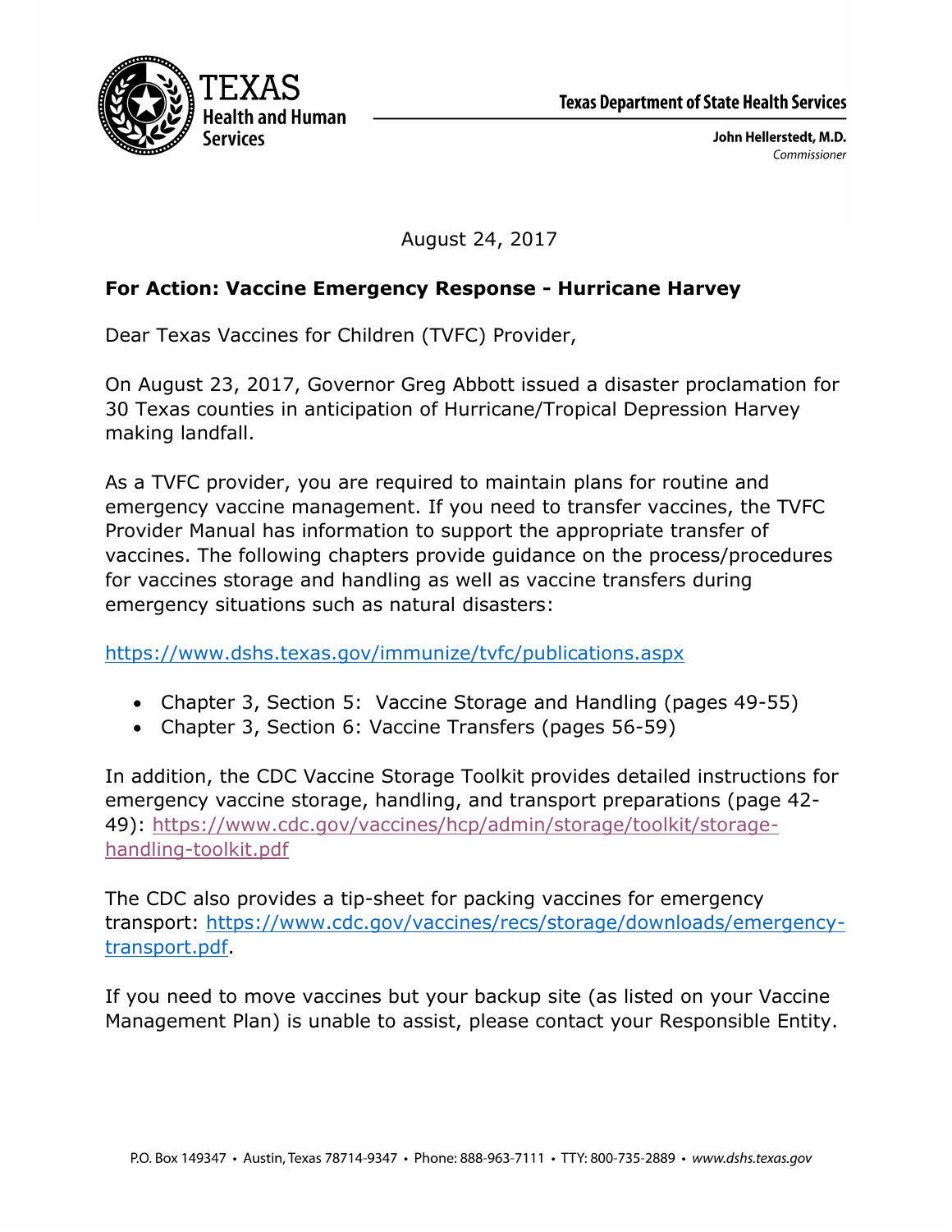TEXAS Health and Human Services

**Texas Department of State Health Services**

**John Hellerstedt, M.D.**
*Commissioner*

August 24, 2017

**For Action: Vaccine Emergency Response - Hurricane Harvey**

Dear Texas Vaccines for Children (TVFC) Provider,

On August 23, 2017, Governor Greg Abbott issued a disaster proclamation for 30 Texas counties in anticipation of Hurricane/Tropical Depression Harvey making landfall.

As a TVFC provider, you are required to maintain plans for routine and emergency vaccine management. If you need to transfer vaccines, the TVFC Provider Manual has information to support the appropriate transfer of vaccines. The following chapters provide guidance on the process/procedures for vaccines storage and handling as well as vaccine transfers during emergency situations such as natural disasters:

https://www.dshs.texas.gov/immunize/tvfc/publications.aspx

- Chapter 3, Section 5: Vaccine Storage and Handling (pages 49-55)
- Chapter 3, Section 6: Vaccine Transfers (pages 56-59)

In addition, the CDC Vaccine Storage Toolkit provides detailed instructions for emergency vaccine storage, handling, and transport preparations (page 42-49): https://www.cdc.gov/vaccines/hcp/admin/storage/toolkit/storage-handling-toolkit.pdf

The CDC also provides a tip-sheet for packing vaccines for emergency transport: https://www.cdc.gov/vaccines/recs/storage/downloads/emergency-transport.pdf.

If you need to move vaccines but your backup site (as listed on your Vaccine Management Plan) is unable to assist, please contact your Responsible Entity.

P.O. Box 149347 • Austin, Texas 78714-9347 • Phone: 888-963-7111 • TTY: 800-735-2889 • *www.dshs.texas.gov*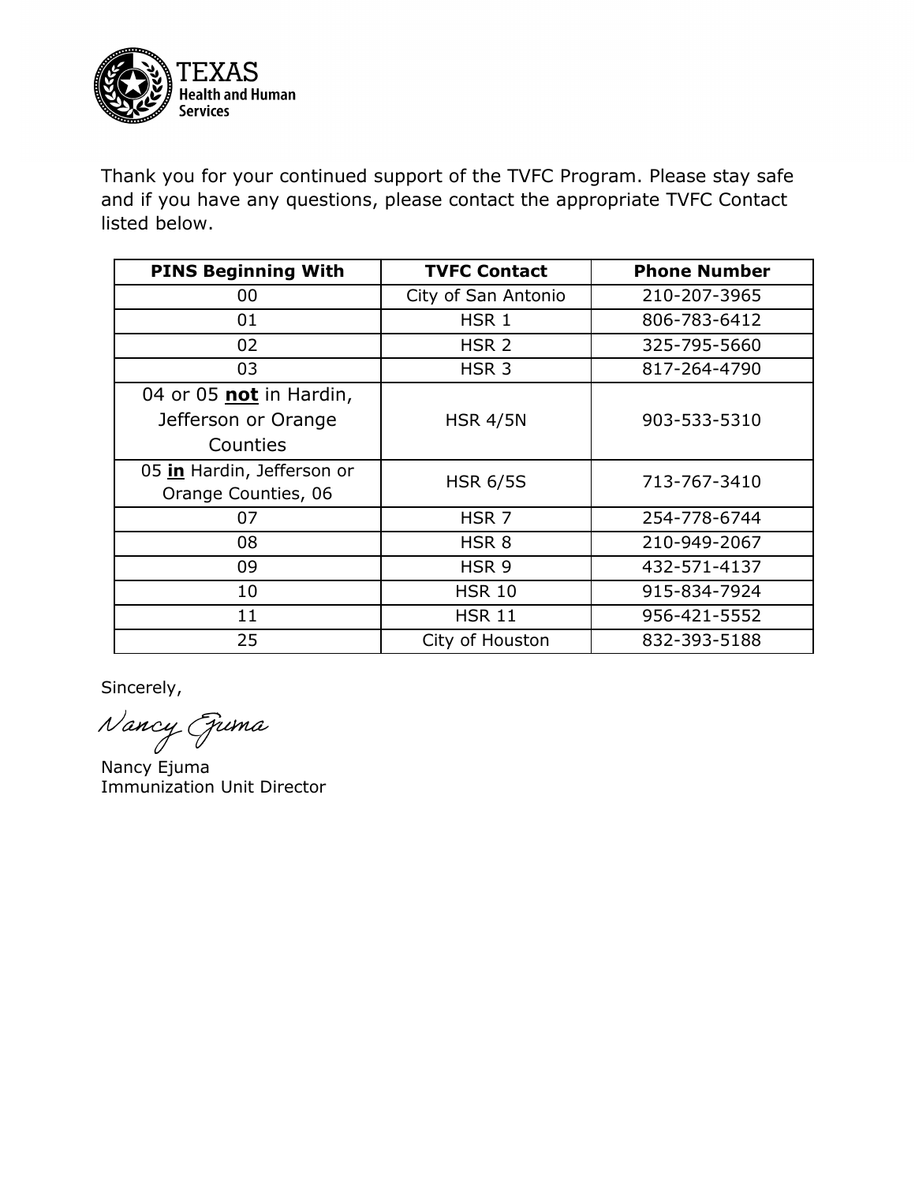Thank you for your continued support of the TVFC Program. Please stay safe and if you have any questions, please contact the appropriate TVFC Contact listed below.

| PINS Beginning With | TVFC Contact | Phone Number |
|---|---|---|
| 00 | City of San Antonio | 210-207-3965 |
| 01 | HSR 1 | 806-783-6412 |
| 02 | HSR 2 | 325-795-5660 |
| 03 | HSR 3 | 817-264-4790 |
| 04 or 05 **not** in Hardin, Jefferson or Orange Counties | HSR 4/5N | 903-533-5310 |
| 05 **in** Hardin, Jefferson or Orange Counties, 06 | HSR 6/5S | 713-767-3410 |
| 07 | HSR 7 | 254-778-6744 |
| 08 | HSR 8 | 210-949-2067 |
| 09 | HSR 9 | 432-571-4137 |
| 10 | HSR 10 | 915-834-7924 |
| 11 | HSR 11 | 956-421-5552 |
| 25 | City of Houston | 832-393-5188 |

Sincerely,

Nancy Ejuma

Nancy Ejuma
Immunization Unit Director